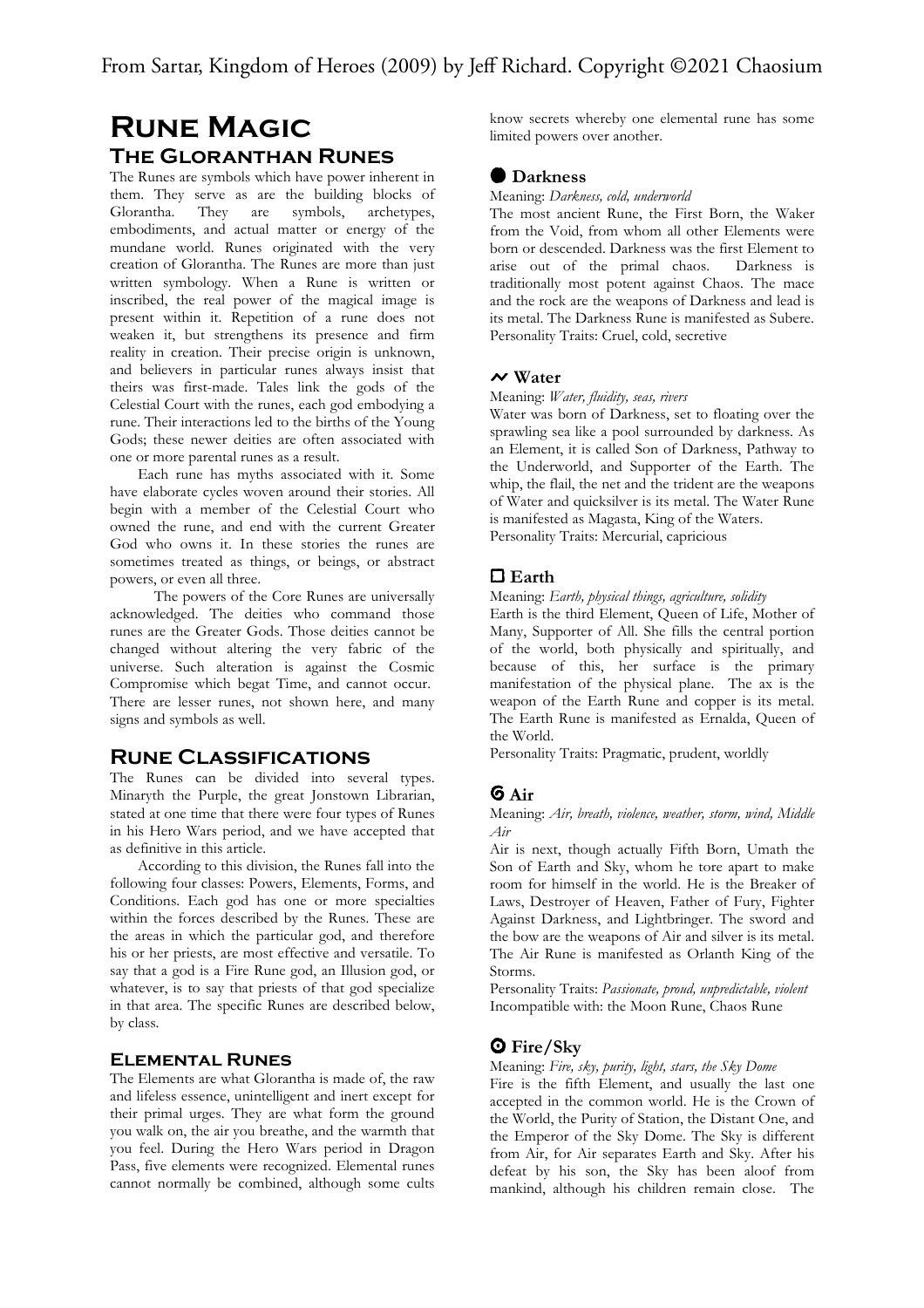From Sartar, Kingdom of Heroes (2009) by Jeff Richard. Copyright ©2021 Chaosium

# Rune Magic

## The Gloranthan Runes

The Runes are symbols which have power inherent in them. They serve as are the building blocks of Glorantha. They are symbols, archetypes, embodiments, and actual matter or energy of the mundane world. Runes originated with the very creation of Glorantha. The Runes are more than just written symbology. When a Rune is written or inscribed, the real power of the magical image is present within it. Repetition of a rune does not weaken it, but strengthens its presence and firm reality in creation. Their precise origin is unknown, and believers in particular runes always insist that theirs was first-made. Tales link the gods of the Celestial Court with the runes, each god embodying a rune. Their interactions led to the births of the Young Gods; these newer deities are often associated with one or more parental runes as a result.

Each rune has myths associated with it. Some have elaborate cycles woven around their stories. All begin with a member of the Celestial Court who owned the rune, and end with the current Greater God who owns it. In these stories the runes are sometimes treated as things, or beings, or abstract powers, or even all three.

The powers of the Core Runes are universally acknowledged. The deities who command those runes are the Greater Gods. Those deities cannot be changed without altering the very fabric of the universe. Such alteration is against the Cosmic Compromise which begat Time, and cannot occur. There are lesser runes, not shown here, and many signs and symbols as well.

## Rune Classifications

The Runes can be divided into several types. Minaryth the Purple, the great Jonstown Librarian, stated at one time that there were four types of Runes in his Hero Wars period, and we have accepted that as definitive in this article.

According to this division, the Runes fall into the following four classes: Powers, Elements, Forms, and Conditions. Each god has one or more specialties within the forces described by the Runes. These are the areas in which the particular god, and therefore his or her priests, are most effective and versatile. To say that a god is a Fire Rune god, an Illusion god, or whatever, is to say that priests of that god specialize in that area. The specific Runes are described below, by class.

### Elemental Runes

The Elements are what Glorantha is made of, the raw and lifeless essence, unintelligent and inert except for their primal urges. They are what form the ground you walk on, the air you breathe, and the warmth that you feel. During the Hero Wars period in Dragon Pass, five elements were recognized. Elemental runes cannot normally be combined, although some cults know secrets whereby one elemental rune has some limited powers over another.

#### ● Darkness

Meaning: *Darkness, cold, underworld*

The most ancient Rune, the First Born, the Waker from the Void, from whom all other Elements were born or descended. Darkness was the first Element to arise out of the primal chaos. Darkness is traditionally most potent against Chaos. The mace and the rock are the weapons of Darkness and lead is its metal. The Darkness Rune is manifested as Subere.

Personality Traits: Cruel, cold, secretive

#### ~ Water

Meaning: *Water, fluidity, seas, rivers*

Water was born of Darkness, set to floating over the sprawling sea like a pool surrounded by darkness. As an Element, it is called Son of Darkness, Pathway to the Underworld, and Supporter of the Earth. The whip, the flail, the net and the trident are the weapons of Water and quicksilver is its metal. The Water Rune is manifested as Magasta, King of the Waters.

Personality Traits: Mercurial, capricious

#### □ Earth

Meaning: *Earth, physical things, agriculture, solidity*

Earth is the third Element, Queen of Life, Mother of Many, Supporter of All. She fills the central portion of the world, both physically and spiritually, and because of this, her surface is the primary manifestation of the physical plane. The ax is the weapon of the Earth Rune and copper is its metal. The Earth Rune is manifested as Ernalda, Queen of the World.

Personality Traits: Pragmatic, prudent, worldly

#### 6 Air

Meaning: *Air, breath, violence, weather, storm, wind, Middle Air*

Air is next, though actually Fifth Born, Umath the Son of Earth and Sky, whom he tore apart to make room for himself in the world. He is the Breaker of Laws, Destroyer of Heaven, Father of Fury, Fighter Against Darkness, and Lightbringer. The sword and the bow are the weapons of Air and silver is its metal. The Air Rune is manifested as Orlanth King of the Storms.

Personality Traits: *Passionate, proud, unpredictable, violent*

Incompatible with: the Moon Rune, Chaos Rune

#### ʘ Fire/Sky

Meaning: *Fire, sky, purity, light, stars, the Sky Dome*

Fire is the fifth Element, and usually the last one accepted in the common world. He is the Crown of the World, the Purity of Station, the Distant One, and the Emperor of the Sky Dome. The Sky is different from Air, for Air separates Earth and Sky. After his defeat by his son, the Sky has been aloof from mankind, although his children remain close. The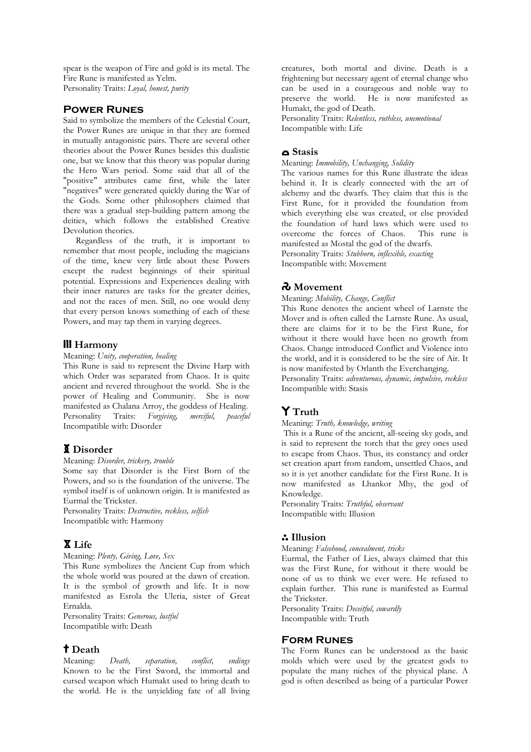spear is the weapon of Fire and gold is its metal. The Fire Rune is manifested as Yelm.
Personality Traits: *Loyal, honest, purity*

## Power Runes

Said to symbolize the members of the Celestial Court, the Power Runes are unique in that they are formed in mutually antagonistic pairs. There are several other theories about the Power Runes besides this dualistic one, but we know that this theory was popular during the Hero Wars period. Some said that all of the "positive" attributes came first, while the later "negatives" were generated quickly during the War of the Gods. Some other philosophers claimed that there was a gradual step-building pattern among the deities, which follows the established Creative Devolution theories.

Regardless of the truth, it is important to remember that most people, including the magicians of the time, knew very little about these Powers except the rudest beginnings of their spiritual potential. Expressions and Experiences dealing with their inner natures are tasks for the greater deities, and not the races of men. Still, no one would deny that every person knows something of each of these Powers, and may tap them in varying degrees.

### Harmony

Meaning: *Unity, cooperation, healing*

This Rune is said to represent the Divine Harp with which Order was separated from Chaos. It is quite ancient and revered throughout the world. She is the power of Healing and Community. She is now manifested as Chalana Arroy, the goddess of Healing.
Personality Traits: *Forgiving, merciful, peaceful*
Incompatible with: Disorder

### Disorder

Meaning: *Disorder, trickery, trouble*

Some say that Disorder is the First Born of the Powers, and so is the foundation of the universe. The symbol itself is of unknown origin. It is manifested as Eurmal the Trickster.
Personality Traits: *Destructive, reckless, selfish*
Incompatible with: Harmony

### Life

Meaning: *Plenty, Giving, Love, Sex*

This Rune symbolizes the Ancient Cup from which the whole world was poured at the dawn of creation. It is the symbol of growth and life. It is now manifested as Esrola the Uleria, sister of Great Ernalda.
Personality Traits: *Generous, lustful*
Incompatible with: Death

### Death

Meaning: *Death, separation, conflict, endings*

Known to be the First Sword, the immortal and cursed weapon which Humakt used to bring death to the world. He is the unyielding fate of all living creatures, both mortal and divine. Death is a frightening but necessary agent of eternal change who can be used in a courageous and noble way to preserve the world. He is now manifested as Humakt, the god of Death.
Personality Traits: *Relentless, ruthless, unemotional*
Incompatible with: Life

### Stasis

Meaning: *Immobility, Unchanging, Solidity*

The various names for this Rune illustrate the ideas behind it. It is clearly connected with the art of alchemy and the dwarfs. They claim that this is the First Rune, for it provided the foundation from which everything else was created, or else provided the foundation of hard laws which were used to overcome the forces of Chaos. This rune is manifested as Mostal the god of the dwarfs.
Personality Traits: *Stubborn, inflexible, exacting*
Incompatible with: Movement

### Movement

Meaning: *Mobility, Change, Conflict*

This Rune denotes the ancient wheel of Larnste the Mover and is often called the Larnste Rune. As usual, there are claims for it to be the First Rune, for without it there would have been no growth from Chaos. Change introduced Conflict and Violence into the world, and it is considered to be the sire of Air. It is now manifested by Orlanth the Everchanging.
Personality Traits: *adventurous, dynamic, impulsive, reckless*
Incompatible with: Stasis

### Truth

Meaning: *Truth, knowledge, writing*

This is a Rune of the ancient, all-seeing sky gods, and is said to represent the torch that the grey ones used to escape from Chaos. Thus, its constancy and order set creation apart from random, unsettled Chaos, and so it is yet another candidate for the First Rune. It is now manifested as Lhankor Mhy, the god of Knowledge.
Personality Traits: *Truthful, observant*
Incompatible with: Illusion

### Illusion

Meaning: *Falsehood, concealment, tricks*

Eurmal, the Father of Lies, always claimed that this was the First Rune, for without it there would be none of us to think we ever were. He refused to explain further. This rune is manifested as Eurmal the Trickster.
Personality Traits: *Deceitful, cowardly*
Incompatible with: Truth

## Form Runes

The Form Runes can be understood as the basic molds which were used by the greatest gods to populate the many niches of the physical plane. A god is often described as being of a particular Power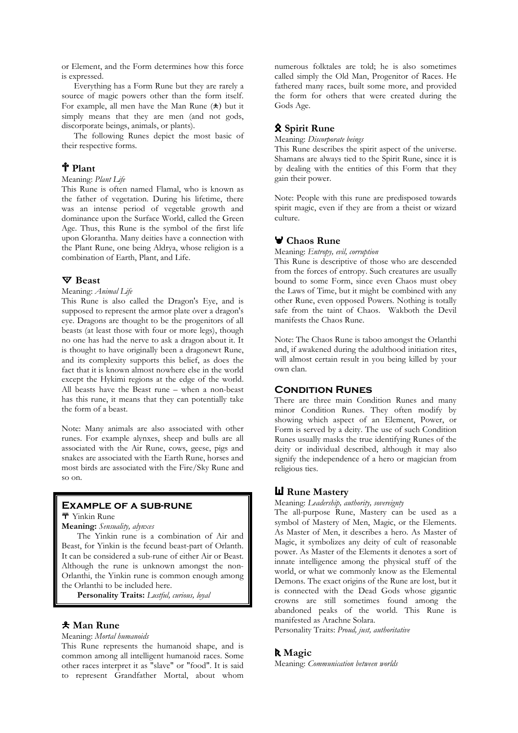or Element, and the Form determines how this force is expressed.

Everything has a Form Rune but they are rarely a source of magic powers other than the form itself. For example, all men have the Man Rune (ᛉ) but it simply means that they are men (and not gods, discorporate beings, animals, or plants).

The following Runes depict the most basic of their respective forms.

### Plant

Meaning: *Plant Life*

This Rune is often named Flamal, who is known as the father of vegetation. During his lifetime, there was an intense period of vegetable growth and dominance upon the Surface World, called the Green Age. Thus, this Rune is the symbol of the first life upon Glorantha. Many deities have a connection with the Plant Rune, one being Aldrya, whose religion is a combination of Earth, Plant, and Life.

### Beast

Meaning: *Animal Life*

This Rune is also called the Dragon's Eye, and is supposed to represent the armor plate over a dragon's eye. Dragons are thought to be the progenitors of all beasts (at least those with four or more legs), though no one has had the nerve to ask a dragon about it. It is thought to have originally been a dragonewt Rune, and its complexity supports this belief, as does the fact that it is known almost nowhere else in the world except the Hykimi regions at the edge of the world. All beasts have the Beast rune – when a non-beast has this rune, it means that they can potentially take the form of a beast.

Note: Many animals are also associated with other runes. For example alynxes, sheep and bulls are all associated with the Air Rune, cows, geese, pigs and snakes are associated with the Earth Rune, horses and most birds are associated with the Fire/Sky Rune and so on.

> ## Example of a sub-rune
>
> Yinkin Rune
>
> **Meaning:** *Sensuality, alynxes*
>
> The Yinkin rune is a combination of Air and Beast, for Yinkin is the fecund beast-part of Orlanth. It can be considered a sub-rune of either Air or Beast. Although the rune is unknown amongst the non-Orlanthi, the Yinkin rune is common enough among the Orlanthi to be included here.
>
> **Personality Traits:** *Lustful, curious, loyal*

### Man Rune

Meaning: *Mortal humanoids*

This Rune represents the humanoid shape, and is common among all intelligent humanoid races. Some other races interpret it as "slave" or "food". It is said to represent Grandfather Mortal, about whom numerous folktales are told; he is also sometimes called simply the Old Man, Progenitor of Races. He fathered many races, built some more, and provided the form for others that were created during the Gods Age.

### Spirit Rune

Meaning: *Discorporate beings*

This Rune describes the spirit aspect of the universe. Shamans are always tied to the Spirit Rune, since it is by dealing with the entities of this Form that they gain their power.

Note: People with this rune are predisposed towards spirit magic, even if they are from a theist or wizard culture.

### Chaos Rune

Meaning: *Entropy, evil, corruption*

This Rune is descriptive of those who are descended from the forces of entropy. Such creatures are usually bound to some Form, since even Chaos must obey the Laws of Time, but it might be combined with any other Rune, even opposed Powers. Nothing is totally safe from the taint of Chaos. Wakboth the Devil manifests the Chaos Rune.

Note: The Chaos Rune is taboo amongst the Orlanthi and, if awakened during the adulthood initiation rites, will almost certain result in you being killed by your own clan.

## Condition Runes

There are three main Condition Runes and many minor Condition Runes. They often modify by showing which aspect of an Element, Power, or Form is served by a deity. The use of such Condition Runes usually masks the true identifying Runes of the deity or individual described, although it may also signify the independence of a hero or magician from religious ties.

### Rune Mastery

Meaning: *Leadership, authority, sovereignty*

The all-purpose Rune, Mastery can be used as a symbol of Mastery of Men, Magic, or the Elements. As Master of Men, it describes a hero. As Master of Magic, it symbolizes any deity of cult of reasonable power. As Master of the Elements it denotes a sort of innate intelligence among the physical stuff of the world, or what we commonly know as the Elemental Demons. The exact origins of the Rune are lost, but it is connected with the Dead Gods whose gigantic crowns are still sometimes found among the abandoned peaks of the world. This Rune is manifested as Arachne Solara.

Personality Traits: *Proud, just, authoritative*

### Magic

Meaning: *Communication between worlds*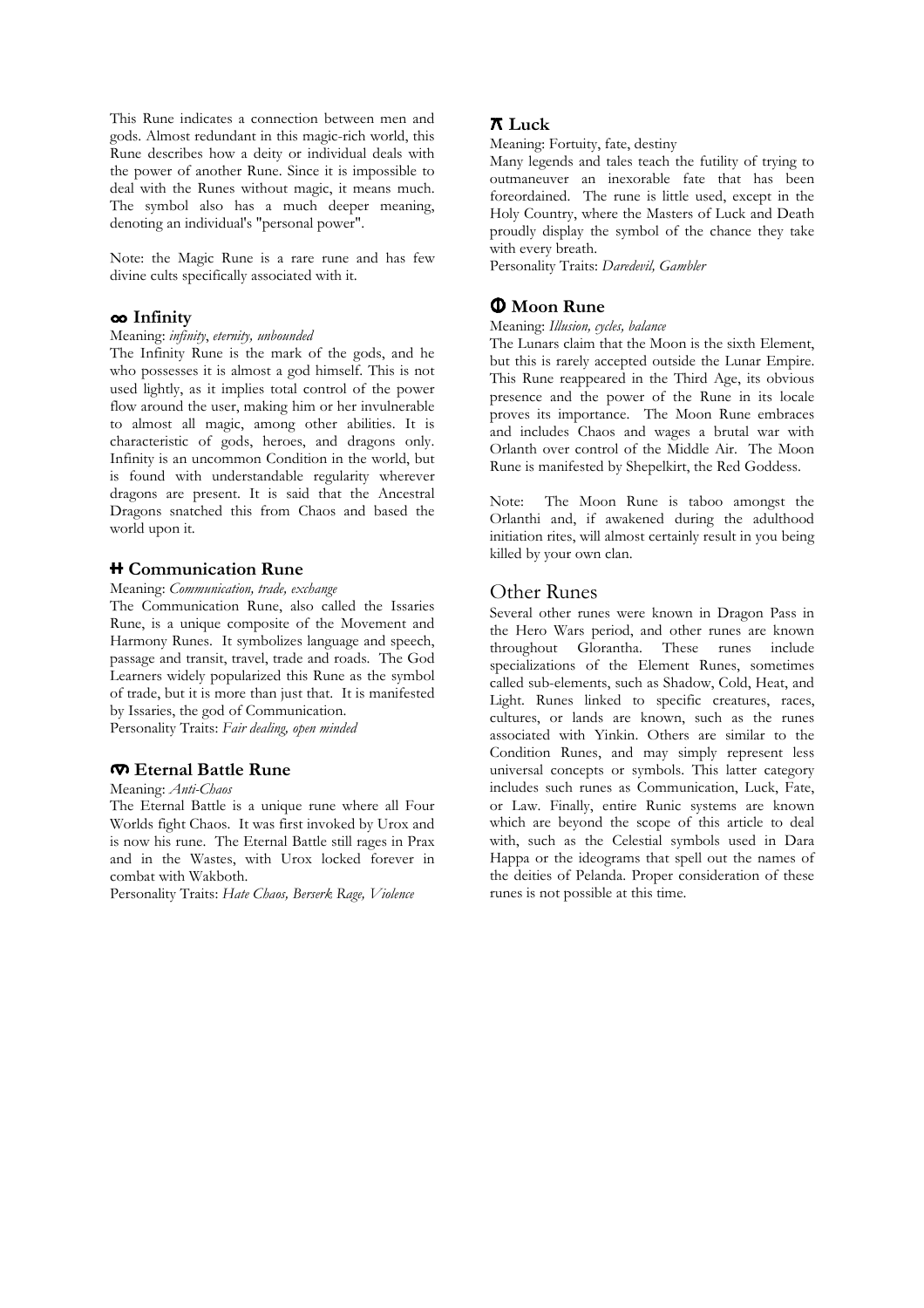This Rune indicates a connection between men and gods. Almost redundant in this magic-rich world, this Rune describes how a deity or individual deals with the power of another Rune. Since it is impossible to deal with the Runes without magic, it means much. The symbol also has a much deeper meaning, denoting an individual's "personal power".

Note: the Magic Rune is a rare rune and has few divine cults specifically associated with it.

### ∞ Infinity

Meaning: *infinity, eternity, unbounded*

The Infinity Rune is the mark of the gods, and he who possesses it is almost a god himself. This is not used lightly, as it implies total control of the power flow around the user, making him or her invulnerable to almost all magic, among other abilities. It is characteristic of gods, heroes, and dragons only. Infinity is an uncommon Condition in the world, but is found with understandable regularity wherever dragons are present. It is said that the Ancestral Dragons snatched this from Chaos and based the world upon it.

### Communication Rune

Meaning: *Communication, trade, exchange*

The Communication Rune, also called the Issaries Rune, is a unique composite of the Movement and Harmony Runes. It symbolizes language and speech, passage and transit, travel, trade and roads. The God Learners widely popularized this Rune as the symbol of trade, but it is more than just that. It is manifested by Issaries, the god of Communication.

Personality Traits: *Fair dealing, open minded*

### Eternal Battle Rune

Meaning: *Anti-Chaos*

The Eternal Battle is a unique rune where all Four Worlds fight Chaos. It was first invoked by Urox and is now his rune. The Eternal Battle still rages in Prax and in the Wastes, with Urox locked forever in combat with Wakboth.

Personality Traits: *Hate Chaos, Berserk Rage, Violence*

### Luck

Meaning: Fortuity, fate, destiny

Many legends and tales teach the futility of trying to outmaneuver an inexorable fate that has been foreordained. The rune is little used, except in the Holy Country, where the Masters of Luck and Death proudly display the symbol of the chance they take with every breath.

Personality Traits: *Daredevil, Gambler*

### Moon Rune

Meaning: *Illusion, cycles, balance*

The Lunars claim that the Moon is the sixth Element, but this is rarely accepted outside the Lunar Empire. This Rune reappeared in the Third Age, its obvious presence and the power of the Rune in its locale proves its importance. The Moon Rune embraces and includes Chaos and wages a brutal war with Orlanth over control of the Middle Air. The Moon Rune is manifested by Shepelkirt, the Red Goddess.

Note: The Moon Rune is taboo amongst the Orlanthi and, if awakened during the adulthood initiation rites, will almost certainly result in you being killed by your own clan.

## Other Runes

Several other runes were known in Dragon Pass in the Hero Wars period, and other runes are known throughout Glorantha. These runes include specializations of the Element Runes, sometimes called sub-elements, such as Shadow, Cold, Heat, and Light. Runes linked to specific creatures, races, cultures, or lands are known, such as the runes associated with Yinkin. Others are similar to the Condition Runes, and may simply represent less universal concepts or symbols. This latter category includes such runes as Communication, Luck, Fate, or Law. Finally, entire Runic systems are known which are beyond the scope of this article to deal with, such as the Celestial symbols used in Dara Happa or the ideograms that spell out the names of the deities of Pelanda. Proper consideration of these runes is not possible at this time.